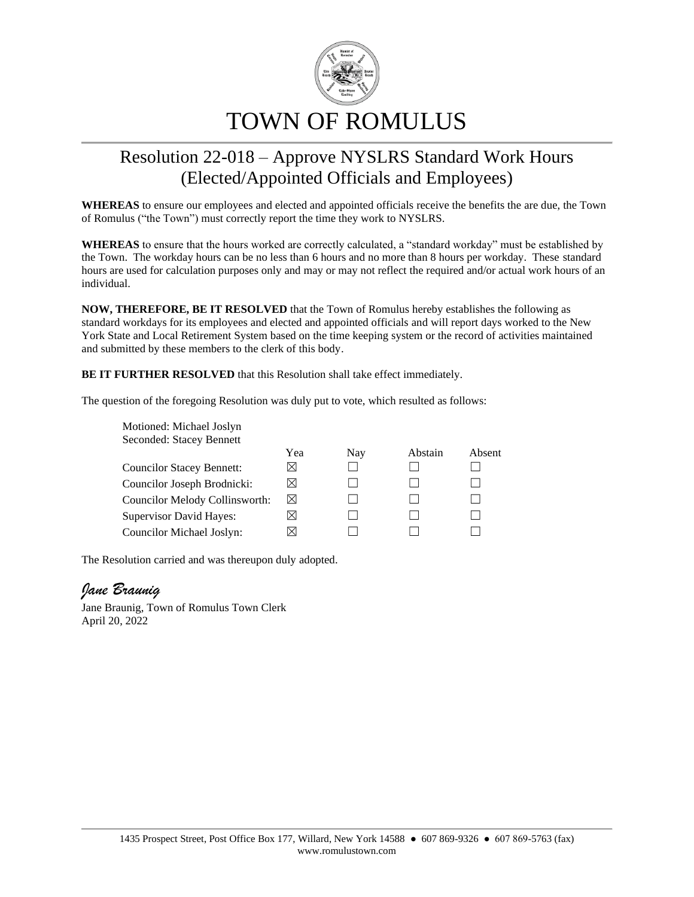# TOWN OF ROMULUS

## Resolution 22-018 – Approve NYSLRS Standard Work Hours (Elected/Appointed Officials and Employees)

**WHEREAS** to ensure our employees and elected and appointed officials receive the benefits the are due, the Town of Romulus ("the Town") must correctly report the time they work to NYSLRS.

**WHEREAS** to ensure that the hours worked are correctly calculated, a "standard workday" must be established by the Town. The workday hours can be no less than 6 hours and no more than 8 hours per workday. These standard hours are used for calculation purposes only and may or may not reflect the required and/or actual work hours of an individual.

**NOW, THEREFORE, BE IT RESOLVED** that the Town of Romulus hereby establishes the following as standard workdays for its employees and elected and appointed officials and will report days worked to the New York State and Local Retirement System based on the time keeping system or the record of activities maintained and submitted by these members to the clerk of this body.

**BE IT FURTHER RESOLVED** that this Resolution shall take effect immediately.

The question of the foregoing Resolution was duly put to vote, which resulted as follows:

Motioned: Michael Joslyn
Seconded: Stacey Bennett

| | Yea | Nay | Abstain | Absent |
|---|---|---|---|---|
| Councilor Stacey Bennett: | ☒ | ☐ | ☐ | ☐ |
| Councilor Joseph Brodnicki: | ☒ | ☐ | ☐ | ☐ |
| Councilor Melody Collinsworth: | ☒ | ☐ | ☐ | ☐ |
| Supervisor David Hayes: | ☒ | ☐ | ☐ | ☐ |
| Councilor Michael Joslyn: | ☒ | ☐ | ☐ | ☐ |

The Resolution carried and was thereupon duly adopted.

*Jane Braunig*

Jane Braunig, Town of Romulus Town Clerk
April 20, 2022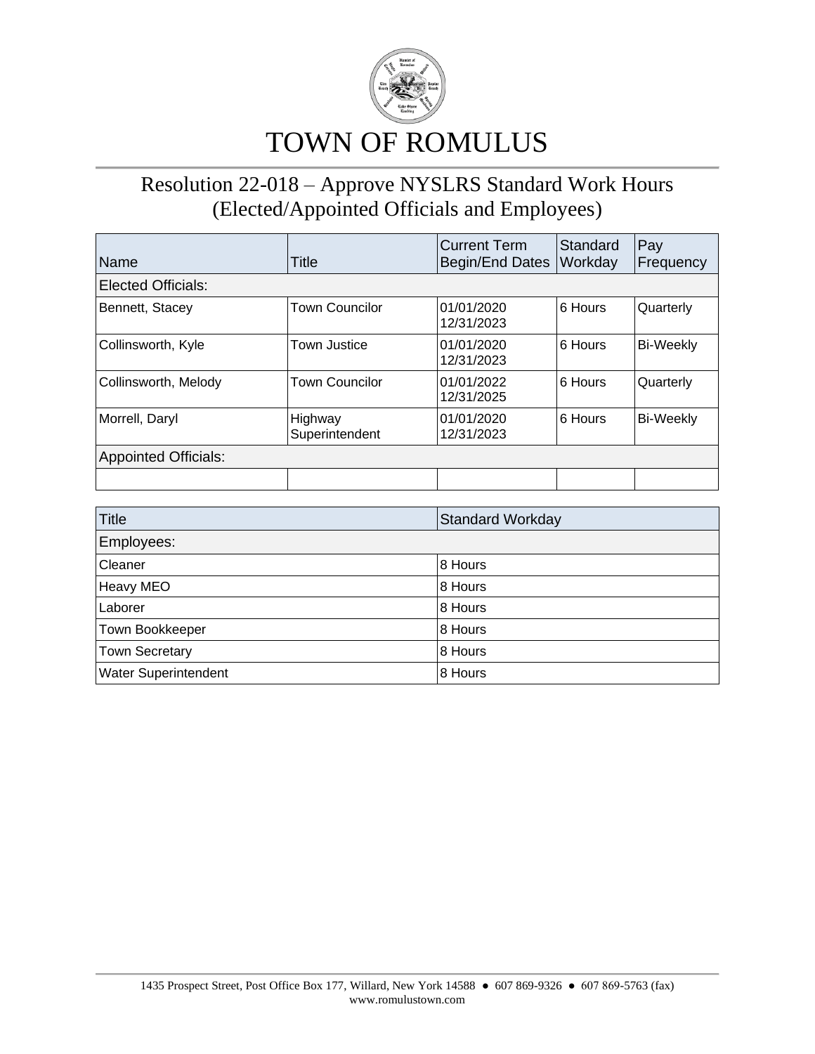# TOWN OF ROMULUS

## Resolution 22-018 – Approve NYSLRS Standard Work Hours (Elected/Appointed Officials and Employees)

| Name | Title | Current Term Begin/End Dates | Standard Workday | Pay Frequency |
|---|---|---|---|---|
| Elected Officials: | | | | |
| Bennett, Stacey | Town Councilor | 01/01/2020 12/31/2023 | 6 Hours | Quarterly |
| Collinsworth, Kyle | Town Justice | 01/01/2020 12/31/2023 | 6 Hours | Bi-Weekly |
| Collinsworth, Melody | Town Councilor | 01/01/2022 12/31/2025 | 6 Hours | Quarterly |
| Morrell, Daryl | Highway Superintendent | 01/01/2020 12/31/2023 | 6 Hours | Bi-Weekly |
| Appointed Officials: | | | | |
| | | | | |

| Title | Standard Workday |
|---|---|
| Employees: | |
| Cleaner | 8 Hours |
| Heavy MEO | 8 Hours |
| Laborer | 8 Hours |
| Town Bookkeeper | 8 Hours |
| Town Secretary | 8 Hours |
| Water Superintendent | 8 Hours |

1435 Prospect Street, Post Office Box 177, Willard, New York 14588 ● 607 869-9326 ● 607 869-5763 (fax)
www.romulustown.com